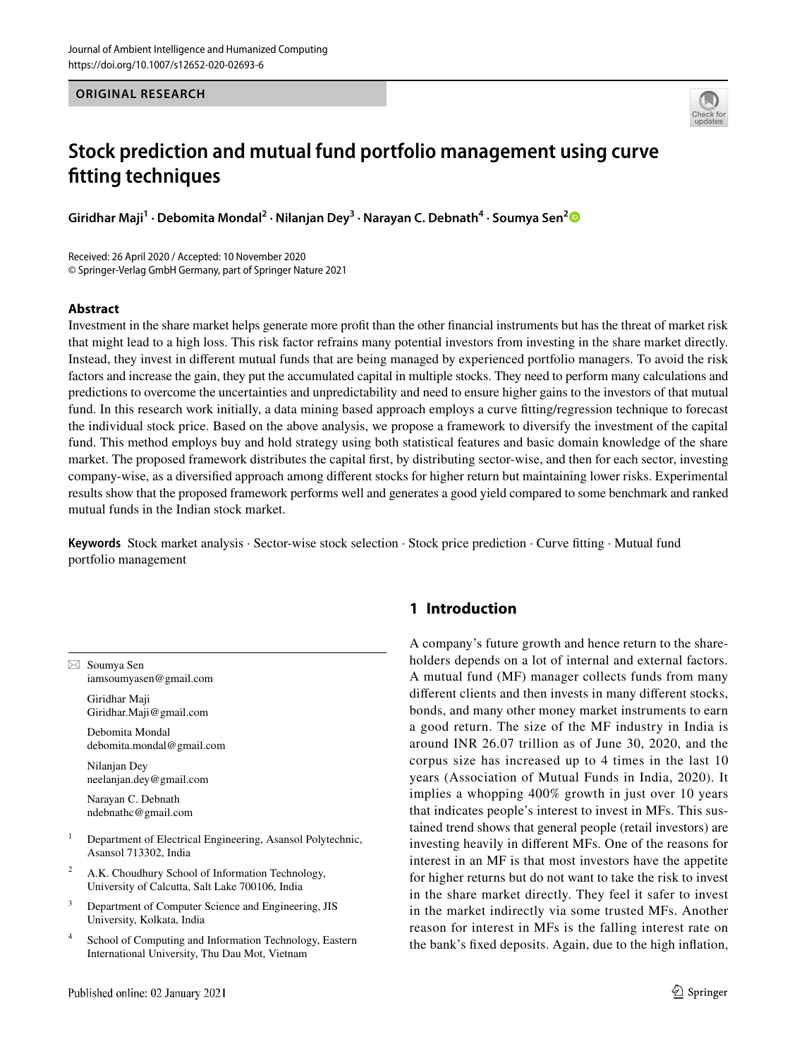ORIGINAL RESEARCH

# Stock prediction and mutual fund portfolio management using curve fitting techniques

**Giridhar Maji[1] · Debomita Mondal[2] · Nilanjan Dey[3] · Narayan C. Debnath[4] · Soumya Sen[2]**

Received: 26 April 2020 / Accepted: 10 November 2020
© Springer-Verlag GmbH Germany, part of Springer Nature 2021

## Abstract

Investment in the share market helps generate more profit than the other financial instruments but has the threat of market risk that might lead to a high loss. This risk factor refrains many potential investors from investing in the share market directly. Instead, they invest in different mutual funds that are being managed by experienced portfolio managers. To avoid the risk factors and increase the gain, they put the accumulated capital in multiple stocks. They need to perform many calculations and predictions to overcome the uncertainties and unpredictability and need to ensure higher gains to the investors of that mutual fund. In this research work initially, a data mining based approach employs a curve fitting/regression technique to forecast the individual stock price. Based on the above analysis, we propose a framework to diversify the investment of the capital fund. This method employs buy and hold strategy using both statistical features and basic domain knowledge of the share market. The proposed framework distributes the capital first, by distributing sector-wise, and then for each sector, investing company-wise, as a diversified approach among different stocks for higher return but maintaining lower risks. Experimental results show that the proposed framework performs well and generates a good yield compared to some benchmark and ranked mutual funds in the Indian stock market.

**Keywords** Stock market analysis · Sector-wise stock selection · Stock price prediction · Curve fitting · Mutual fund portfolio management

## 1 Introduction

A company's future growth and hence return to the shareholders depends on a lot of internal and external factors. A mutual fund (MF) manager collects funds from many different clients and then invests in many different stocks, bonds, and many other money market instruments to earn a good return. The size of the MF industry in India is around INR 26.07 trillion as of June 30, 2020, and the corpus size has increased up to 4 times in the last 10 years (Association of Mutual Funds in India, 2020). It implies a whopping 400% growth in just over 10 years that indicates people's interest to invest in MFs. This sustained trend shows that general people (retail investors) are investing heavily in different MFs. One of the reasons for interest in an MF is that most investors have the appetite for higher returns but do not want to take the risk to invest in the share market directly. They feel it safer to invest in the market indirectly via some trusted MFs. Another reason for interest in MFs is the falling interest rate on the bank's fixed deposits. Again, due to the high inflation,

---

✉ Soumya Sen
iamsoumyasen@gmail.com

Giridhar Maji
Giridhar.Maji@gmail.com

Debomita Mondal
debomita.mondal@gmail.com

Nilanjan Dey
neelanjan.dey@gmail.com

Narayan C. Debnath
ndebnathc@gmail.com

[1] Department of Electrical Engineering, Asansol Polytechnic, Asansol 713302, India

[2] A.K. Choudhury School of Information Technology, University of Calcutta, Salt Lake 700106, India

[3] Department of Computer Science and Engineering, JIS University, Kolkata, India

[4] School of Computing and Information Technology, Eastern International University, Thu Dau Mot, Vietnam

Published online: 02 January 2021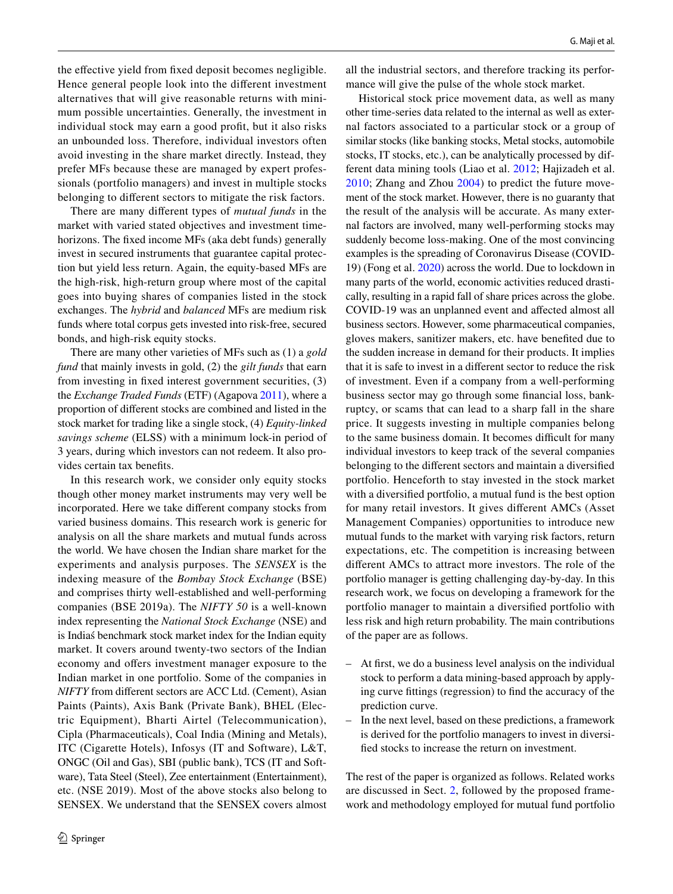the effective yield from fixed deposit becomes negligible. Hence general people look into the different investment alternatives that will give reasonable returns with minimum possible uncertainties. Generally, the investment in individual stock may earn a good profit, but it also risks an unbounded loss. Therefore, individual investors often avoid investing in the share market directly. Instead, they prefer MFs because these are managed by expert professionals (portfolio managers) and invest in multiple stocks belonging to different sectors to mitigate the risk factors.

There are many different types of *mutual funds* in the market with varied stated objectives and investment time-horizons. The fixed income MFs (aka debt funds) generally invest in secured instruments that guarantee capital protection but yield less return. Again, the equity-based MFs are the high-risk, high-return group where most of the capital goes into buying shares of companies listed in the stock exchanges. The *hybrid* and *balanced* MFs are medium risk funds where total corpus gets invested into risk-free, secured bonds, and high-risk equity stocks.

There are many other varieties of MFs such as (1) a *gold fund* that mainly invests in gold, (2) the *gilt funds* that earn from investing in fixed interest government securities, (3) the *Exchange Traded Funds* (ETF) (Agapova 2011), where a proportion of different stocks are combined and listed in the stock market for trading like a single stock, (4) *Equity-linked savings scheme* (ELSS) with a minimum lock-in period of 3 years, during which investors can not redeem. It also provides certain tax benefits.

In this research work, we consider only equity stocks though other money market instruments may very well be incorporated. Here we take different company stocks from varied business domains. This research work is generic for analysis on all the share markets and mutual funds across the world. We have chosen the Indian share market for the experiments and analysis purposes. The *SENSEX* is the indexing measure of the *Bombay Stock Exchange* (BSE) and comprises thirty well-established and well-performing companies (BSE 2019a). The *NIFTY 50* is a well-known index representing the *National Stock Exchange* (NSE) and is Indiaś benchmark stock market index for the Indian equity market. It covers around twenty-two sectors of the Indian economy and offers investment manager exposure to the Indian market in one portfolio. Some of the companies in *NIFTY* from different sectors are ACC Ltd. (Cement), Asian Paints (Paints), Axis Bank (Private Bank), BHEL (Electric Equipment), Bharti Airtel (Telecommunication), Cipla (Pharmaceuticals), Coal India (Mining and Metals), ITC (Cigarette Hotels), Infosys (IT and Software), L&T, ONGC (Oil and Gas), SBI (public bank), TCS (IT and Software), Tata Steel (Steel), Zee entertainment (Entertainment), etc. (NSE 2019). Most of the above stocks also belong to SENSEX. We understand that the SENSEX covers almost all the industrial sectors, and therefore tracking its performance will give the pulse of the whole stock market.

Historical stock price movement data, as well as many other time-series data related to the internal as well as external factors associated to a particular stock or a group of similar stocks (like banking stocks, Metal stocks, automobile stocks, IT stocks, etc.), can be analytically processed by different data mining tools (Liao et al. 2012; Hajizadeh et al. 2010; Zhang and Zhou 2004) to predict the future movement of the stock market. However, there is no guaranty that the result of the analysis will be accurate. As many external factors are involved, many well-performing stocks may suddenly become loss-making. One of the most convincing examples is the spreading of Coronavirus Disease (COVID-19) (Fong et al. 2020) across the world. Due to lockdown in many parts of the world, economic activities reduced drastically, resulting in a rapid fall of share prices across the globe. COVID-19 was an unplanned event and affected almost all business sectors. However, some pharmaceutical companies, gloves makers, sanitizer makers, etc. have benefited due to the sudden increase in demand for their products. It implies that it is safe to invest in a different sector to reduce the risk of investment. Even if a company from a well-performing business sector may go through some financial loss, bankruptcy, or scams that can lead to a sharp fall in the share price. It suggests investing in multiple companies belong to the same business domain. It becomes difficult for many individual investors to keep track of the several companies belonging to the different sectors and maintain a diversified portfolio. Henceforth to stay invested in the stock market with a diversified portfolio, a mutual fund is the best option for many retail investors. It gives different AMCs (Asset Management Companies) opportunities to introduce new mutual funds to the market with varying risk factors, return expectations, etc. The competition is increasing between different AMCs to attract more investors. The role of the portfolio manager is getting challenging day-by-day. In this research work, we focus on developing a framework for the portfolio manager to maintain a diversified portfolio with less risk and high return probability. The main contributions of the paper are as follows.

- At first, we do a business level analysis on the individual stock to perform a data mining-based approach by applying curve fittings (regression) to find the accuracy of the prediction curve.
- In the next level, based on these predictions, a framework is derived for the portfolio managers to invest in diversified stocks to increase the return on investment.

The rest of the paper is organized as follows. Related works are discussed in Sect. 2, followed by the proposed framework and methodology employed for mutual fund portfolio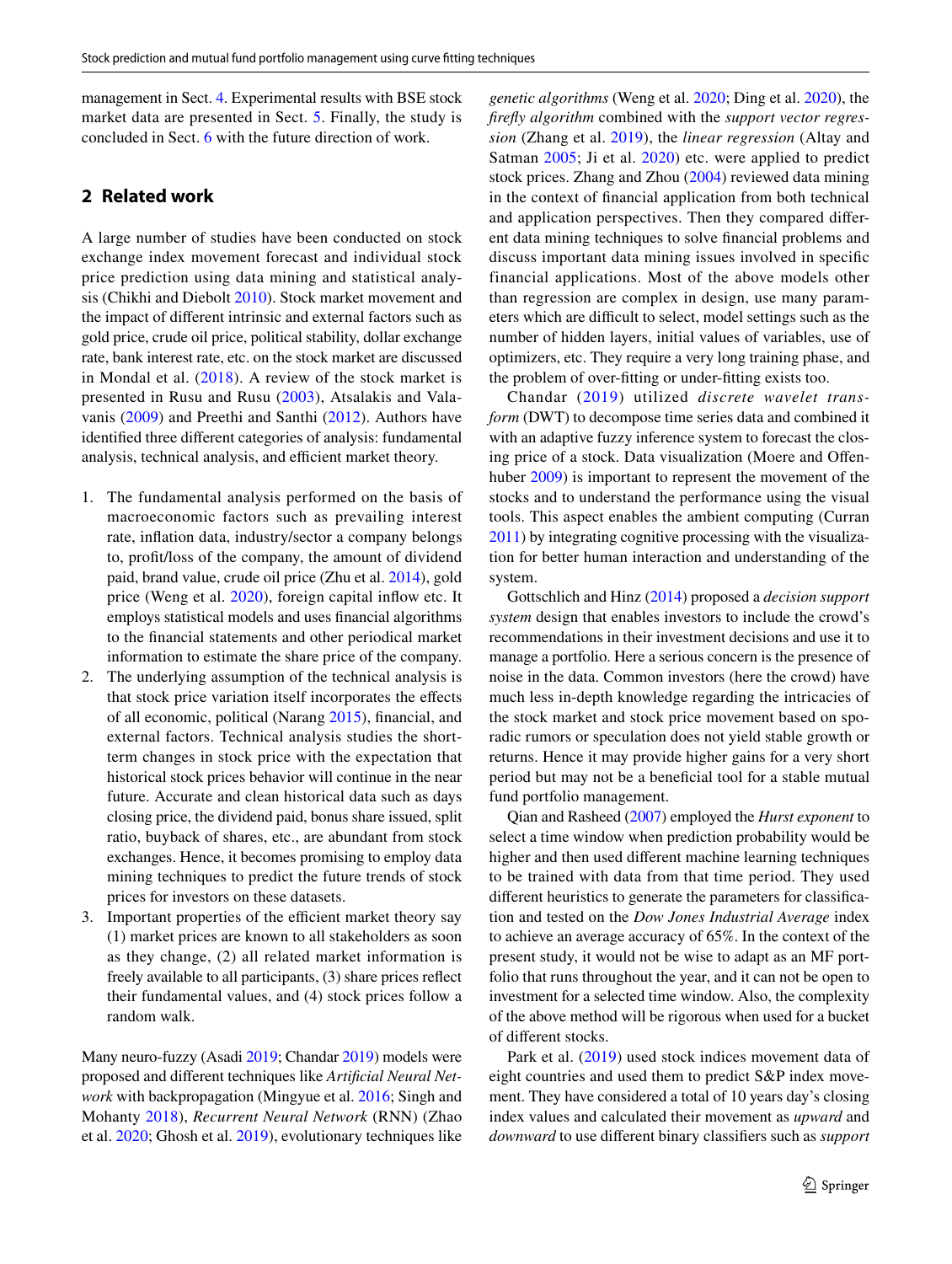management in Sect. 4. Experimental results with BSE stock market data are presented in Sect. 5. Finally, the study is concluded in Sect. 6 with the future direction of work.

## 2 Related work

A large number of studies have been conducted on stock exchange index movement forecast and individual stock price prediction using data mining and statistical analysis (Chikhi and Diebolt 2010). Stock market movement and the impact of different intrinsic and external factors such as gold price, crude oil price, political stability, dollar exchange rate, bank interest rate, etc. on the stock market are discussed in Mondal et al. (2018). A review of the stock market is presented in Rusu and Rusu (2003), Atsalakis and Valavanis (2009) and Preethi and Santhi (2012). Authors have identified three different categories of analysis: fundamental analysis, technical analysis, and efficient market theory.

1. The fundamental analysis performed on the basis of macroeconomic factors such as prevailing interest rate, inflation data, industry/sector a company belongs to, profit/loss of the company, the amount of dividend paid, brand value, crude oil price (Zhu et al. 2014), gold price (Weng et al. 2020), foreign capital inflow etc. It employs statistical models and uses financial algorithms to the financial statements and other periodical market information to estimate the share price of the company.
2. The underlying assumption of the technical analysis is that stock price variation itself incorporates the effects of all economic, political (Narang 2015), financial, and external factors. Technical analysis studies the short-term changes in stock price with the expectation that historical stock prices behavior will continue in the near future. Accurate and clean historical data such as days closing price, the dividend paid, bonus share issued, split ratio, buyback of shares, etc., are abundant from stock exchanges. Hence, it becomes promising to employ data mining techniques to predict the future trends of stock prices for investors on these datasets.
3. Important properties of the efficient market theory say (1) market prices are known to all stakeholders as soon as they change, (2) all related market information is freely available to all participants, (3) share prices reflect their fundamental values, and (4) stock prices follow a random walk.

Many neuro-fuzzy (Asadi 2019; Chandar 2019) models were proposed and different techniques like *Artificial Neural Network* with backpropagation (Mingyue et al. 2016; Singh and Mohanty 2018), *Recurrent Neural Network* (RNN) (Zhao et al. 2020; Ghosh et al. 2019), evolutionary techniques like *genetic algorithms* (Weng et al. 2020; Ding et al. 2020), the *firefly algorithm* combined with the *support vector regression* (Zhang et al. 2019), the *linear regression* (Altay and Satman 2005; Ji et al. 2020) etc. were applied to predict stock prices. Zhang and Zhou (2004) reviewed data mining in the context of financial application from both technical and application perspectives. Then they compared different data mining techniques to solve financial problems and discuss important data mining issues involved in specific financial applications. Most of the above models other than regression are complex in design, use many parameters which are difficult to select, model settings such as the number of hidden layers, initial values of variables, use of optimizers, etc. They require a very long training phase, and the problem of over-fitting or under-fitting exists too.

Chandar (2019) utilized *discrete wavelet transform* (DWT) to decompose time series data and combined it with an adaptive fuzzy inference system to forecast the closing price of a stock. Data visualization (Moere and Offenhuber 2009) is important to represent the movement of the stocks and to understand the performance using the visual tools. This aspect enables the ambient computing (Curran 2011) by integrating cognitive processing with the visualization for better human interaction and understanding of the system.

Gottschlich and Hinz (2014) proposed a *decision support system* design that enables investors to include the crowd's recommendations in their investment decisions and use it to manage a portfolio. Here a serious concern is the presence of noise in the data. Common investors (here the crowd) have much less in-depth knowledge regarding the intricacies of the stock market and stock price movement based on sporadic rumors or speculation does not yield stable growth or returns. Hence it may provide higher gains for a very short period but may not be a beneficial tool for a stable mutual fund portfolio management.

Qian and Rasheed (2007) employed the *Hurst exponent* to select a time window when prediction probability would be higher and then used different machine learning techniques to be trained with data from that time period. They used different heuristics to generate the parameters for classification and tested on the *Dow Jones Industrial Average* index to achieve an average accuracy of 65%. In the context of the present study, it would not be wise to adapt as an MF portfolio that runs throughout the year, and it can not be open to investment for a selected time window. Also, the complexity of the above method will be rigorous when used for a bucket of different stocks.

Park et al. (2019) used stock indices movement data of eight countries and used them to predict S&P index movement. They have considered a total of 10 years day's closing index values and calculated their movement as *upward* and *downward* to use different binary classifiers such as *support*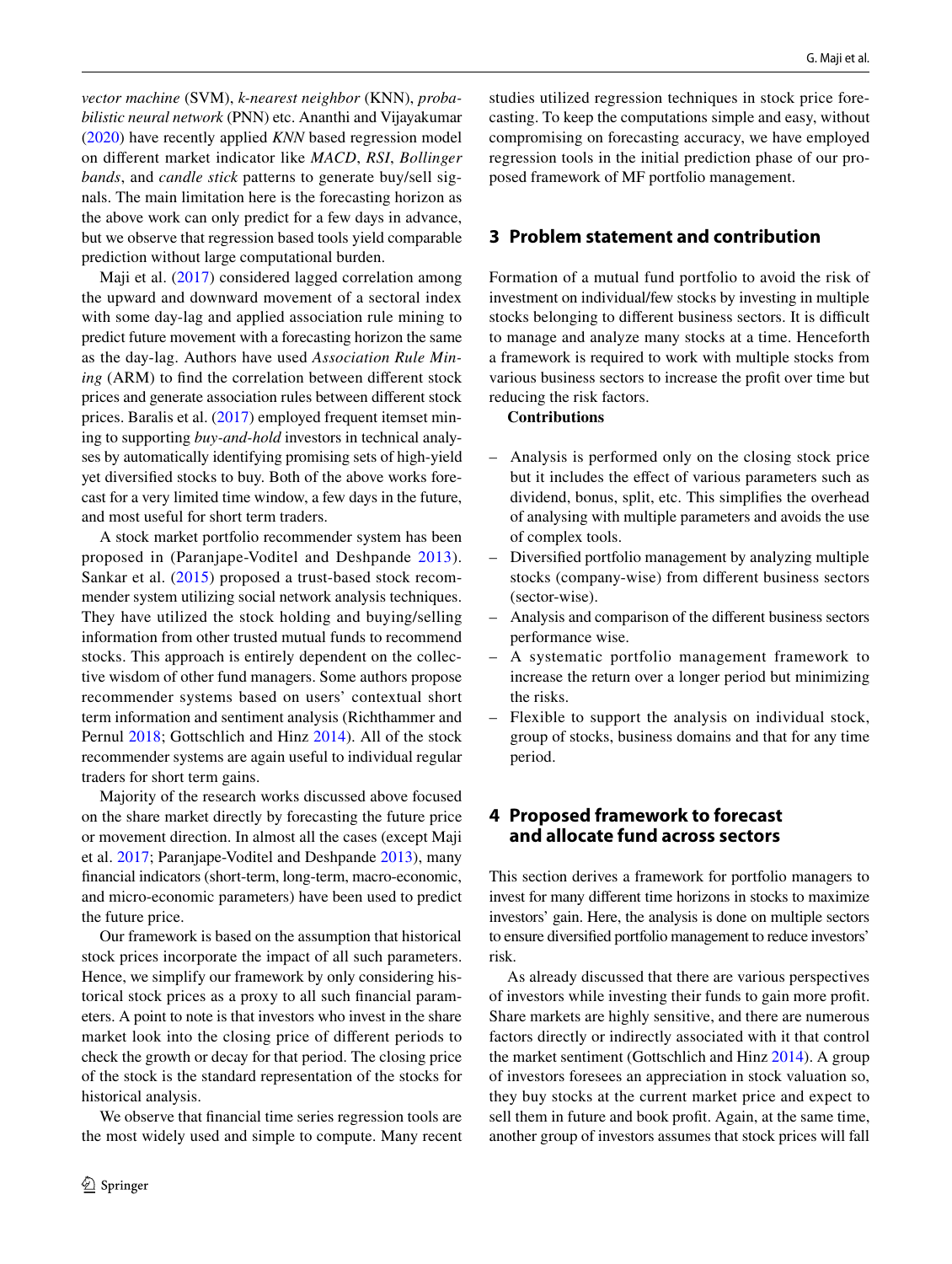*vector machine* (SVM), *k-nearest neighbor* (KNN), *probabilistic neural network* (PNN) etc. Ananthi and Vijayakumar (2020) have recently applied *KNN* based regression model on different market indicator like *MACD*, *RSI*, *Bollinger bands*, and *candle stick* patterns to generate buy/sell signals. The main limitation here is the forecasting horizon as the above work can only predict for a few days in advance, but we observe that regression based tools yield comparable prediction without large computational burden.

Maji et al. (2017) considered lagged correlation among the upward and downward movement of a sectoral index with some day-lag and applied association rule mining to predict future movement with a forecasting horizon the same as the day-lag. Authors have used *Association Rule Mining* (ARM) to find the correlation between different stock prices and generate association rules between different stock prices. Baralis et al. (2017) employed frequent itemset mining to supporting *buy-and-hold* investors in technical analyses by automatically identifying promising sets of high-yield yet diversified stocks to buy. Both of the above works forecast for a very limited time window, a few days in the future, and most useful for short term traders.

A stock market portfolio recommender system has been proposed in (Paranjape-Voditel and Deshpande 2013). Sankar et al. (2015) proposed a trust-based stock recommender system utilizing social network analysis techniques. They have utilized the stock holding and buying/selling information from other trusted mutual funds to recommend stocks. This approach is entirely dependent on the collective wisdom of other fund managers. Some authors propose recommender systems based on users' contextual short term information and sentiment analysis (Richthammer and Pernul 2018; Gottschlich and Hinz 2014). All of the stock recommender systems are again useful to individual regular traders for short term gains.

Majority of the research works discussed above focused on the share market directly by forecasting the future price or movement direction. In almost all the cases (except Maji et al. 2017; Paranjape-Voditel and Deshpande 2013), many financial indicators (short-term, long-term, macro-economic, and micro-economic parameters) have been used to predict the future price.

Our framework is based on the assumption that historical stock prices incorporate the impact of all such parameters. Hence, we simplify our framework by only considering historical stock prices as a proxy to all such financial parameters. A point to note is that investors who invest in the share market look into the closing price of different periods to check the growth or decay for that period. The closing price of the stock is the standard representation of the stocks for historical analysis.

We observe that financial time series regression tools are the most widely used and simple to compute. Many recent studies utilized regression techniques in stock price forecasting. To keep the computations simple and easy, without compromising on forecasting accuracy, we have employed regression tools in the initial prediction phase of our proposed framework of MF portfolio management.

## 3 Problem statement and contribution

Formation of a mutual fund portfolio to avoid the risk of investment on individual/few stocks by investing in multiple stocks belonging to different business sectors. It is difficult to manage and analyze many stocks at a time. Henceforth a framework is required to work with multiple stocks from various business sectors to increase the profit over time but reducing the risk factors.

**Contributions**

- Analysis is performed only on the closing stock price but it includes the effect of various parameters such as dividend, bonus, split, etc. This simplifies the overhead of analysing with multiple parameters and avoids the use of complex tools.
- Diversified portfolio management by analyzing multiple stocks (company-wise) from different business sectors (sector-wise).
- Analysis and comparison of the different business sectors performance wise.
- A systematic portfolio management framework to increase the return over a longer period but minimizing the risks.
- Flexible to support the analysis on individual stock, group of stocks, business domains and that for any time period.

## 4 Proposed framework to forecast and allocate fund across sectors

This section derives a framework for portfolio managers to invest for many different time horizons in stocks to maximize investors' gain. Here, the analysis is done on multiple sectors to ensure diversified portfolio management to reduce investors' risk.

As already discussed that there are various perspectives of investors while investing their funds to gain more profit. Share markets are highly sensitive, and there are numerous factors directly or indirectly associated with it that control the market sentiment (Gottschlich and Hinz 2014). A group of investors foresees an appreciation in stock valuation so, they buy stocks at the current market price and expect to sell them in future and book profit. Again, at the same time, another group of investors assumes that stock prices will fall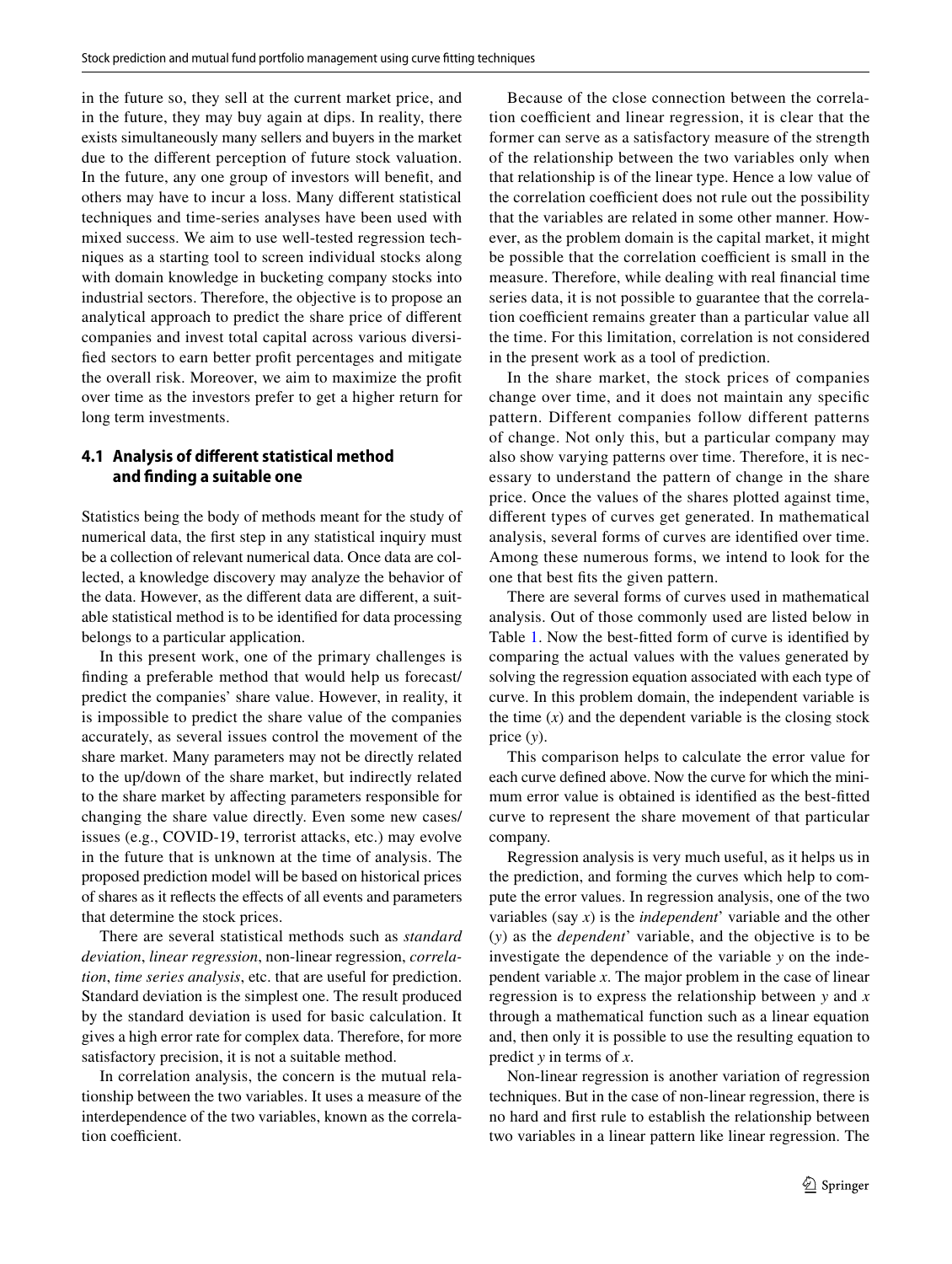in the future so, they sell at the current market price, and in the future, they may buy again at dips. In reality, there exists simultaneously many sellers and buyers in the market due to the different perception of future stock valuation. In the future, any one group of investors will benefit, and others may have to incur a loss. Many different statistical techniques and time-series analyses have been used with mixed success. We aim to use well-tested regression techniques as a starting tool to screen individual stocks along with domain knowledge in bucketing company stocks into industrial sectors. Therefore, the objective is to propose an analytical approach to predict the share price of different companies and invest total capital across various diversified sectors to earn better profit percentages and mitigate the overall risk. Moreover, we aim to maximize the profit over time as the investors prefer to get a higher return for long term investments.

### 4.1 Analysis of different statistical method and finding a suitable one

Statistics being the body of methods meant for the study of numerical data, the first step in any statistical inquiry must be a collection of relevant numerical data. Once data are collected, a knowledge discovery may analyze the behavior of the data. However, as the different data are different, a suitable statistical method is to be identified for data processing belongs to a particular application.

In this present work, one of the primary challenges is finding a preferable method that would help us forecast/predict the companies' share value. However, in reality, it is impossible to predict the share value of the companies accurately, as several issues control the movement of the share market. Many parameters may not be directly related to the up/down of the share market, but indirectly related to the share market by affecting parameters responsible for changing the share value directly. Even some new cases/issues (e.g., COVID-19, terrorist attacks, etc.) may evolve in the future that is unknown at the time of analysis. The proposed prediction model will be based on historical prices of shares as it reflects the effects of all events and parameters that determine the stock prices.

There are several statistical methods such as *standard deviation*, *linear regression*, non-linear regression, *correlation*, *time series analysis*, etc. that are useful for prediction. Standard deviation is the simplest one. The result produced by the standard deviation is used for basic calculation. It gives a high error rate for complex data. Therefore, for more satisfactory precision, it is not a suitable method.

In correlation analysis, the concern is the mutual relationship between the two variables. It uses a measure of the interdependence of the two variables, known as the correlation coefficient.

Because of the close connection between the correlation coefficient and linear regression, it is clear that the former can serve as a satisfactory measure of the strength of the relationship between the two variables only when that relationship is of the linear type. Hence a low value of the correlation coefficient does not rule out the possibility that the variables are related in some other manner. However, as the problem domain is the capital market, it might be possible that the correlation coefficient is small in the measure. Therefore, while dealing with real financial time series data, it is not possible to guarantee that the correlation coefficient remains greater than a particular value all the time. For this limitation, correlation is not considered in the present work as a tool of prediction.

In the share market, the stock prices of companies change over time, and it does not maintain any specific pattern. Different companies follow different patterns of change. Not only this, but a particular company may also show varying patterns over time. Therefore, it is necessary to understand the pattern of change in the share price. Once the values of the shares plotted against time, different types of curves get generated. In mathematical analysis, several forms of curves are identified over time. Among these numerous forms, we intend to look for the one that best fits the given pattern.

There are several forms of curves used in mathematical analysis. Out of those commonly used are listed below in Table 1. Now the best-fitted form of curve is identified by comparing the actual values with the values generated by solving the regression equation associated with each type of curve. In this problem domain, the independent variable is the time ($x$) and the dependent variable is the closing stock price ($y$).

This comparison helps to calculate the error value for each curve defined above. Now the curve for which the minimum error value is obtained is identified as the best-fitted curve to represent the share movement of that particular company.

Regression analysis is very much useful, as it helps us in the prediction, and forming the curves which help to compute the error values. In regression analysis, one of the two variables (say $x$) is the *independent*' variable and the other ($y$) as the *dependent*' variable, and the objective is to be investigate the dependence of the variable $y$ on the independent variable $x$. The major problem in the case of linear regression is to express the relationship between $y$ and $x$ through a mathematical function such as a linear equation and, then only it is possible to use the resulting equation to predict $y$ in terms of $x$.

Non-linear regression is another variation of regression techniques. But in the case of non-linear regression, there is no hard and first rule to establish the relationship between two variables in a linear pattern like linear regression. The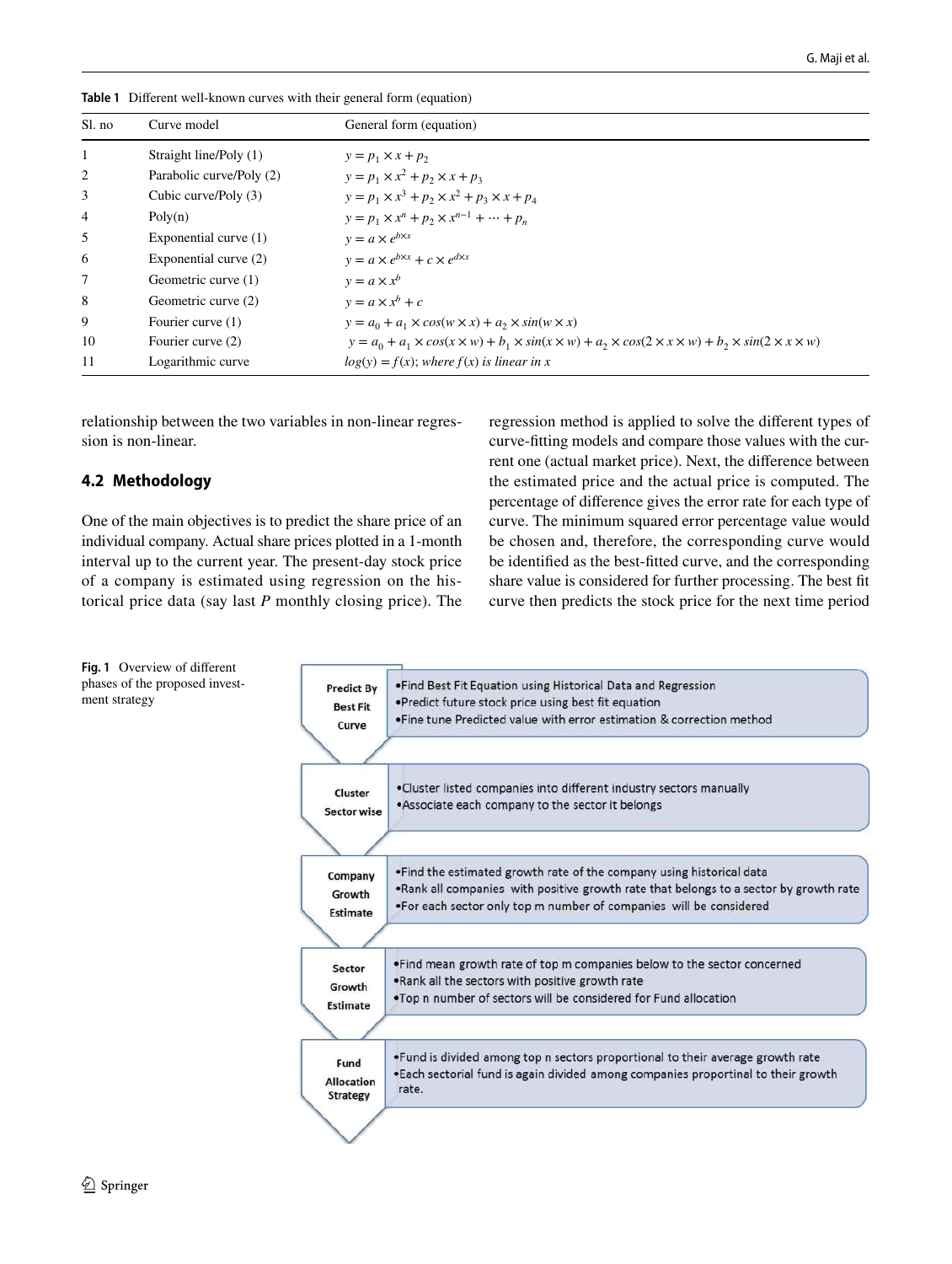**Table 1** Different well-known curves with their general form (equation)

| Sl. no | Curve model | General form (equation) |
|---|---|---|
| 1 | Straight line/Poly (1) | $y = p_1 \times x + p_2$ |
| 2 | Parabolic curve/Poly (2) | $y = p_1 \times x^2 + p_2 \times x + p_3$ |
| 3 | Cubic curve/Poly (3) | $y = p_1 \times x^3 + p_2 \times x^2 + p_3 \times x + p_4$ |
| 4 | Poly(n) | $y = p_1 \times x^n + p_2 \times x^{n-1} + \cdots + p_n$ |
| 5 | Exponential curve (1) | $y = a \times e^{b \times x}$ |
| 6 | Exponential curve (2) | $y = a \times e^{b \times x} + c \times e^{d \times x}$ |
| 7 | Geometric curve (1) | $y = a \times x^b$ |
| 8 | Geometric curve (2) | $y = a \times x^b + c$ |
| 9 | Fourier curve (1) | $y = a_0 + a_1 \times cos(w \times x) + a_2 \times sin(w \times x)$ |
| 10 | Fourier curve (2) | $y = a_0 + a_1 \times cos(x \times w) + b_1 \times sin(x \times w) + a_2 \times cos(2 \times x \times w) + b_2 \times sin(2 \times x \times w)$ |
| 11 | Logarithmic curve | $log(y) = f(x)$; *where* $f(x)$ *is linear in* $x$ |

relationship between the two variables in non-linear regression is non-linear.

## 4.2 Methodology

One of the main objectives is to predict the share price of an individual company. Actual share prices plotted in a 1-month interval up to the current year. The present-day stock price of a company is estimated using regression on the historical price data (say last *P* monthly closing price). The regression method is applied to solve the different types of curve-fitting models and compare those values with the current one (actual market price). Next, the difference between the estimated price and the actual price is computed. The percentage of difference gives the error rate for each type of curve. The minimum squared error percentage value would be chosen and, therefore, the corresponding curve would be identified as the best-fitted curve, and the corresponding share value is considered for further processing. The best fit curve then predicts the stock price for the next time period

| | |
|---|---|
| Predict By Best Fit Curve | •Find Best Fit Equation using Historical Data and Regression<br>•Predict future stock price using best fit equation<br>•Fine tune Predicted value with error estimation & correction method |
| Cluster Sector wise | •Cluster listed companies into different industry sectors manually<br>•Associate each company to the sector it belongs |
| Company Growth Estimate | •Find the estimated growth rate of the company using historical data<br>•Rank all companies with positive growth rate that belongs to a sector by growth rate<br>•For each sector only top m number of companies will be considered |
| Sector Growth Estimate | •Find mean growth rate of top m companies below to the sector concerned<br>•Rank all the sectors with positive growth rate<br>•Top n number of sectors will be considered for Fund allocation |
| Fund Allocation Strategy | •Fund is divided among top n sectors proportional to their average growth rate<br>•Each sectorial fund is again divided among companies proportinal to their growth rate. |

**Fig. 1** Overview of different phases of the proposed investment strategy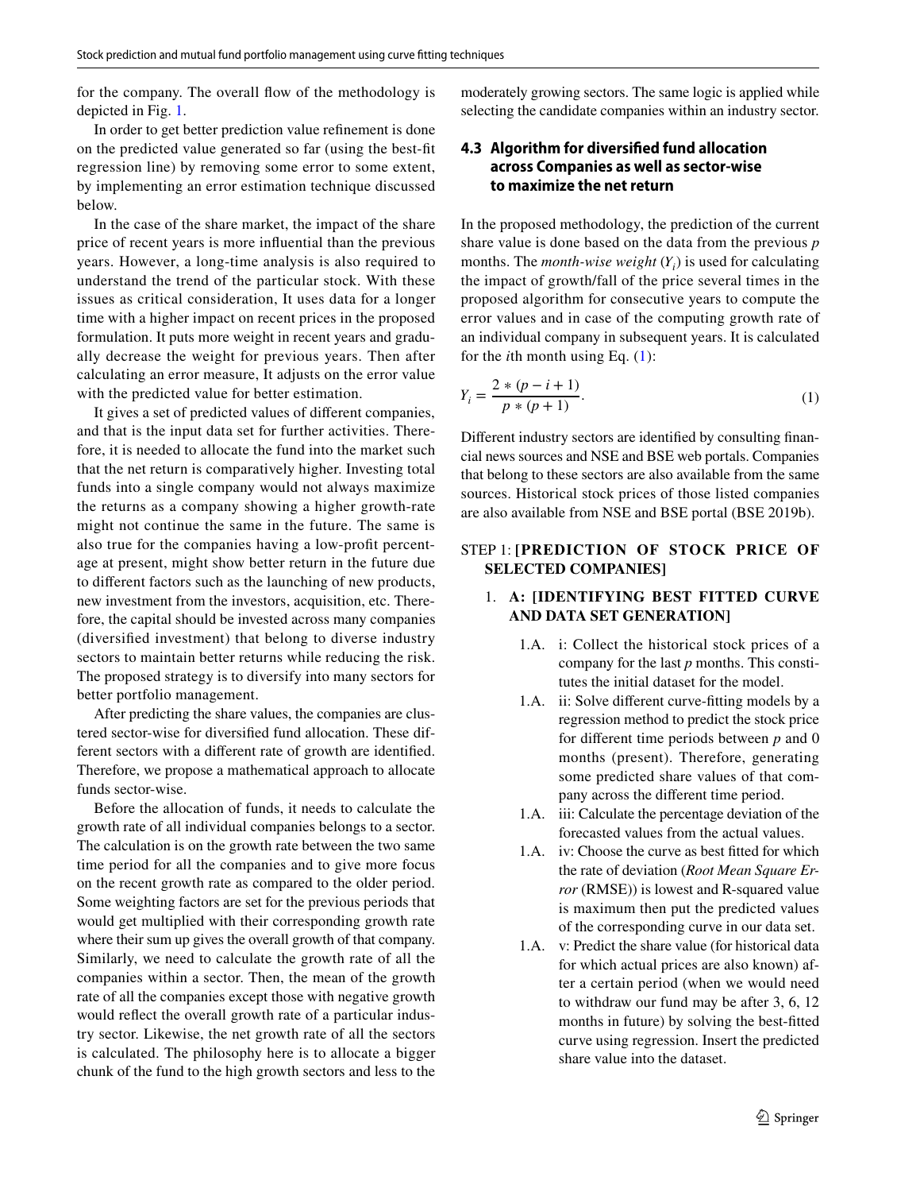for the company. The overall flow of the methodology is depicted in Fig. 1.

In order to get better prediction value refinement is done on the predicted value generated so far (using the best-fit regression line) by removing some error to some extent, by implementing an error estimation technique discussed below.

In the case of the share market, the impact of the share price of recent years is more influential than the previous years. However, a long-time analysis is also required to understand the trend of the particular stock. With these issues as critical consideration, It uses data for a longer time with a higher impact on recent prices in the proposed formulation. It puts more weight in recent years and gradually decrease the weight for previous years. Then after calculating an error measure, It adjusts on the error value with the predicted value for better estimation.

It gives a set of predicted values of different companies, and that is the input data set for further activities. Therefore, it is needed to allocate the fund into the market such that the net return is comparatively higher. Investing total funds into a single company would not always maximize the returns as a company showing a higher growth-rate might not continue the same in the future. The same is also true for the companies having a low-profit percentage at present, might show better return in the future due to different factors such as the launching of new products, new investment from the investors, acquisition, etc. Therefore, the capital should be invested across many companies (diversified investment) that belong to diverse industry sectors to maintain better returns while reducing the risk. The proposed strategy is to diversify into many sectors for better portfolio management.

After predicting the share values, the companies are clustered sector-wise for diversified fund allocation. These different sectors with a different rate of growth are identified. Therefore, we propose a mathematical approach to allocate funds sector-wise.

Before the allocation of funds, it needs to calculate the growth rate of all individual companies belongs to a sector. The calculation is on the growth rate between the two same time period for all the companies and to give more focus on the recent growth rate as compared to the older period. Some weighting factors are set for the previous periods that would get multiplied with their corresponding growth rate where their sum up gives the overall growth of that company. Similarly, we need to calculate the growth rate of all the companies within a sector. Then, the mean of the growth rate of all the companies except those with negative growth would reflect the overall growth rate of a particular industry sector. Likewise, the net growth rate of all the sectors is calculated. The philosophy here is to allocate a bigger chunk of the fund to the high growth sectors and less to the moderately growing sectors. The same logic is applied while selecting the candidate companies within an industry sector.

### 4.3 Algorithm for diversified fund allocation across Companies as well as sector-wise to maximize the net return

In the proposed methodology, the prediction of the current share value is done based on the data from the previous $p$ months. The *month-wise weight* ($Y_i$) is used for calculating the impact of growth/fall of the price several times in the proposed algorithm for consecutive years to compute the error values and in case of the computing growth rate of an individual company in subsequent years. It is calculated for the $i$th month using Eq. (1):

$$Y_i = \frac{2 * (p - i + 1)}{p * (p + 1)}. \tag{1}$$

Different industry sectors are identified by consulting financial news sources and NSE and BSE web portals. Companies that belong to these sectors are also available from the same sources. Historical stock prices of those listed companies are also available from NSE and BSE portal (BSE 2019b).

STEP 1: **[PREDICTION OF STOCK PRICE OF SELECTED COMPANIES]**

1. **A: [IDENTIFYING BEST FITTED CURVE AND DATA SET GENERATION]**

   1.A. i: Collect the historical stock prices of a company for the last $p$ months. This constitutes the initial dataset for the model.

   1.A. ii: Solve different curve-fitting models by a regression method to predict the stock price for different time periods between $p$ and 0 months (present). Therefore, generating some predicted share values of that company across the different time period.

   1.A. iii: Calculate the percentage deviation of the forecasted values from the actual values.

   1.A. iv: Choose the curve as best fitted for which the rate of deviation (*Root Mean Square Error* (RMSE)) is lowest and R-squared value is maximum then put the predicted values of the corresponding curve in our data set.

   1.A. v: Predict the share value (for historical data for which actual prices are also known) after a certain period (when we would need to withdraw our fund may be after 3, 6, 12 months in future) by solving the best-fitted curve using regression. Insert the predicted share value into the dataset.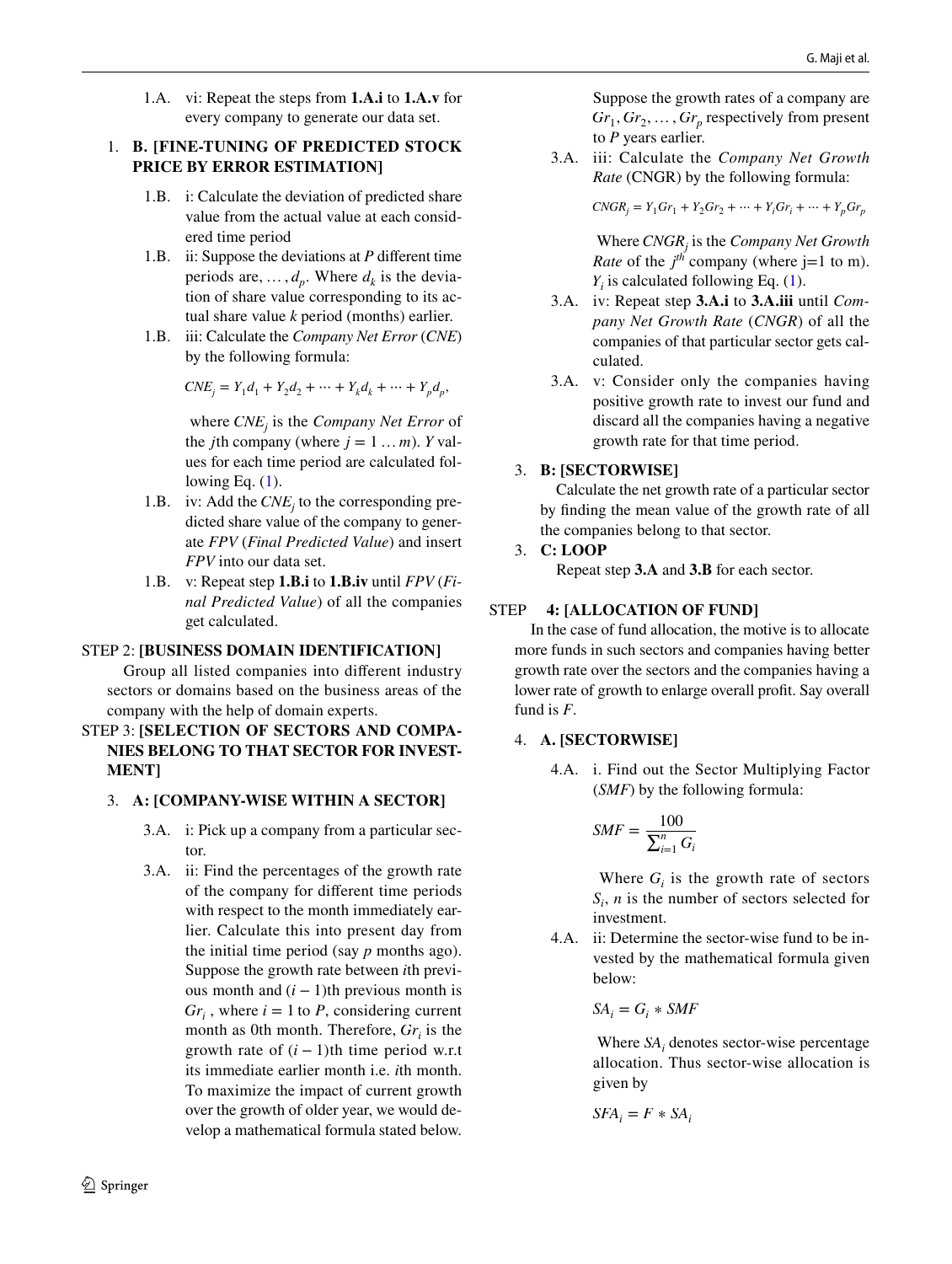1.A. vi: Repeat the steps from **1.A.i** to **1.A.v** for every company to generate our data set.

1. **B. [FINE-TUNING OF PREDICTED STOCK PRICE BY ERROR ESTIMATION]**

1.B. i: Calculate the deviation of predicted share value from the actual value at each considered time period

1.B. ii: Suppose the deviations at *P* different time periods are, $\dots, d_p$. Where $d_k$ is the deviation of share value corresponding to its actual share value *k* period (months) earlier.

1.B. iii: Calculate the *Company Net Error* (*CNE*) by the following formula:

$$CNE_j = Y_1 d_1 + Y_2 d_2 + \dots + Y_k d_k + \dots + Y_p d_p,$$

where $CNE_j$ is the *Company Net Error* of the *j*th company (where $j = 1 \dots m$). *Y* values for each time period are calculated following Eq. (1).

1.B. iv: Add the $CNE_j$ to the corresponding predicted share value of the company to generate *FPV* (*Final Predicted Value*) and insert *FPV* into our data set.

1.B. v: Repeat step **1.B.i** to **1.B.iv** until *FPV* (*Final Predicted Value*) of all the companies get calculated.

STEP 2: **[BUSINESS DOMAIN IDENTIFICATION]**

Group all listed companies into different industry sectors or domains based on the business areas of the company with the help of domain experts.

STEP 3: **[SELECTION OF SECTORS AND COMPANIES BELONG TO THAT SECTOR FOR INVESTMENT]**

3. **A: [COMPANY-WISE WITHIN A SECTOR]**

3.A. i: Pick up a company from a particular sector.

3.A. ii: Find the percentages of the growth rate of the company for different time periods with respect to the month immediately earlier. Calculate this into present day from the initial time period (say *p* months ago). Suppose the growth rate between *i*th previous month and $(i-1)$th previous month is $Gr_i$, where $i = 1$ to *P*, considering current month as 0th month. Therefore, $Gr_i$ is the growth rate of $(i-1)$th time period w.r.t its immediate earlier month i.e. *i*th month. To maximize the impact of current growth over the growth of older year, we would develop a mathematical formula stated below. Suppose the growth rates of a company are $Gr_1, Gr_2, \dots, Gr_p$ respectively from present to *P* years earlier.

3.A. iii: Calculate the *Company Net Growth Rate* (CNGR) by the following formula:

$$CNGR_j = Y_1 Gr_1 + Y_2 Gr_2 + \dots + Y_i Gr_i + \dots + Y_p Gr_p$$

Where $CNGR_j$ is the *Company Net Growth Rate* of the $j^{th}$ company (where j=1 to m). $Y_i$ is calculated following Eq. (1).

3.A. iv: Repeat step **3.A.i** to **3.A.iii** until *Company Net Growth Rate* (*CNGR*) of all the companies of that particular sector gets calculated.

3.A. v: Consider only the companies having positive growth rate to invest our fund and discard all the companies having a negative growth rate for that time period.

3. **B: [SECTORWISE]**

Calculate the net growth rate of a particular sector by finding the mean value of the growth rate of all the companies belong to that sector.

3. **C: LOOP**

Repeat step **3.A** and **3.B** for each sector.

STEP **4: [ALLOCATION OF FUND]**

In the case of fund allocation, the motive is to allocate more funds in such sectors and companies having better growth rate over the sectors and the companies having a lower rate of growth to enlarge overall profit. Say overall fund is *F*.

4. **A. [SECTORWISE]**

4.A. i. Find out the Sector Multiplying Factor (*SMF*) by the following formula:

$$SMF = \frac{100}{\sum_{i=1}^{n} G_i}$$

Where $G_i$ is the growth rate of sectors $S_i$, *n* is the number of sectors selected for investment.

4.A. ii: Determine the sector-wise fund to be invested by the mathematical formula given below:

$$SA_i = G_i * SMF$$

Where $SA_i$ denotes sector-wise percentage allocation. Thus sector-wise allocation is given by

$$SFA_i = F * SA_i$$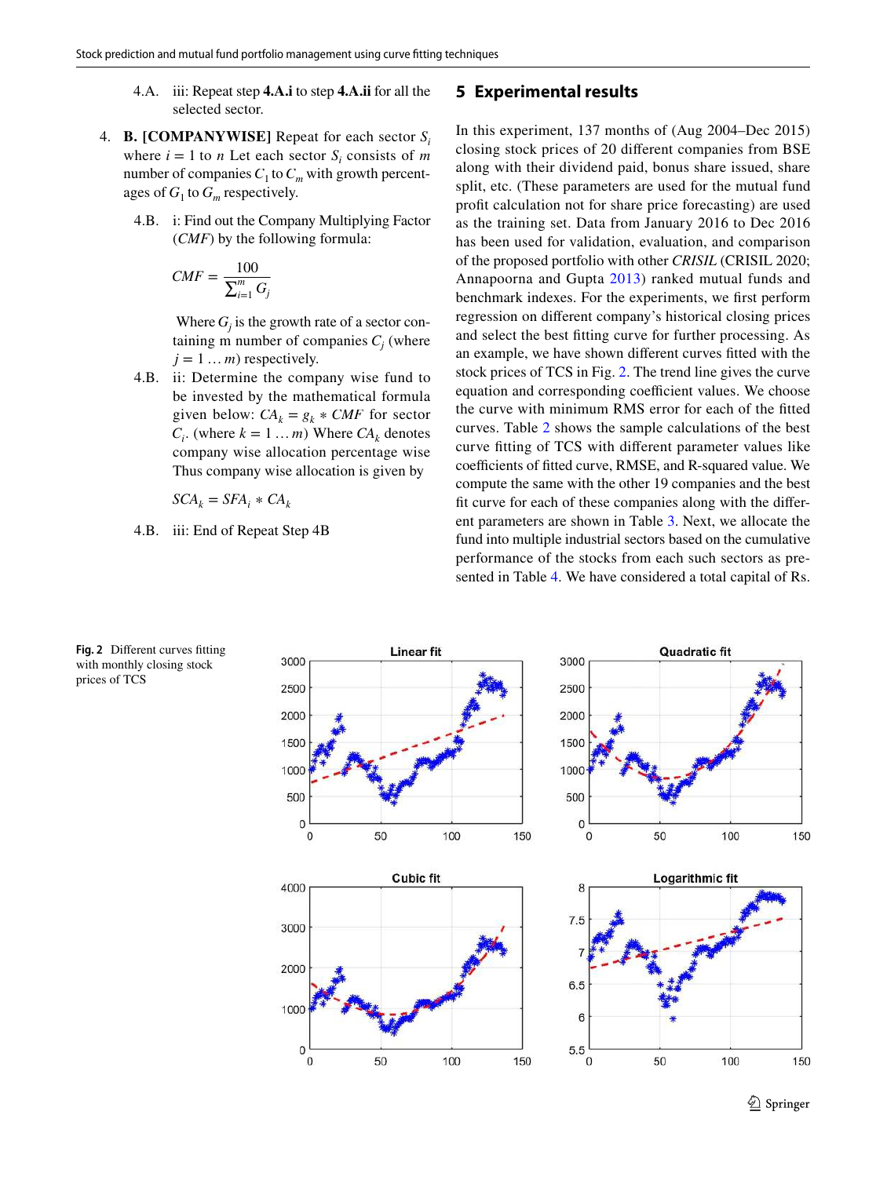4.A. iii: Repeat step **4.A.i** to step **4.A.ii** for all the selected sector.

4. **B. [COMPANYWISE]** Repeat for each sector $S_i$ where $i = 1$ to $n$ Let each sector $S_i$ consists of $m$ number of companies $C_1$ to $C_m$ with growth percentages of $G_1$ to $G_m$ respectively.

4.B. i: Find out the Company Multiplying Factor (*CMF*) by the following formula:

$$CMF = \frac{100}{\sum_{i=1}^{m} G_j}$$

Where $G_j$ is the growth rate of a sector containing m number of companies $C_j$ (where $j = 1 \dots m$) respectively.

4.B. ii: Determine the company wise fund to be invested by the mathematical formula given below: $CA_k = g_k * CMF$ for sector $C_i$. (where $k = 1 \dots m$) Where $CA_k$ denotes company wise allocation percentage wise Thus company wise allocation is given by

$$SCA_k = SFA_i * CA_k$$

4.B. iii: End of Repeat Step 4B

## 5 Experimental results

In this experiment, 137 months of (Aug 2004–Dec 2015) closing stock prices of 20 different companies from BSE along with their dividend paid, bonus share issued, share split, etc. (These parameters are used for the mutual fund profit calculation not for share price forecasting) are used as the training set. Data from January 2016 to Dec 2016 has been used for validation, evaluation, and comparison of the proposed portfolio with other *CRISIL* (CRISIL 2020; Annapoorna and Gupta 2013) ranked mutual funds and benchmark indexes. For the experiments, we first perform regression on different company's historical closing prices and select the best fitting curve for further processing. As an example, we have shown different curves fitted with the stock prices of TCS in Fig. 2. The trend line gives the curve equation and corresponding coefficient values. We choose the curve with minimum RMS error for each of the fitted curves. Table 2 shows the sample calculations of the best curve fitting of TCS with different parameter values like coefficients of fitted curve, RMSE, and R-squared value. We compute the same with the other 19 companies and the best fit curve for each of these companies along with the different parameters are shown in Table 3. Next, we allocate the fund into multiple industrial sectors based on the cumulative performance of the stocks from each such sectors as presented in Table 4. We have considered a total capital of Rs.

**Fig. 2** Different curves fitting with monthly closing stock prices of TCS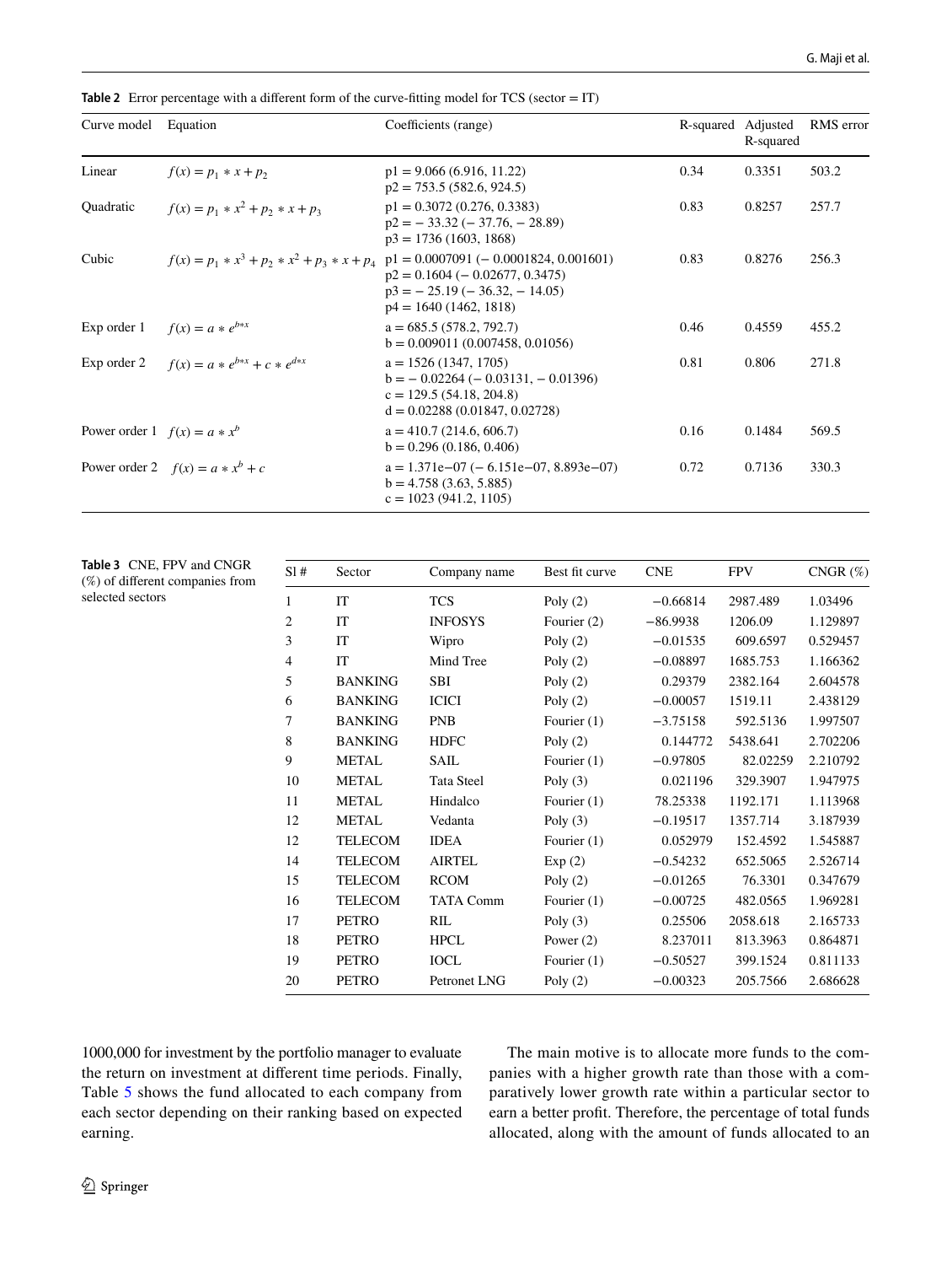**Table 2** Error percentage with a different form of the curve-fitting model for TCS (sector = IT)

| Curve model | Equation | Coefficients (range) | R-squared | Adjusted R-squared | RMS error |
|---|---|---|---|---|---|
| Linear | $f(x) = p_1 * x + p_2$ | p1 = 9.066 (6.916, 11.22)<br>p2 = 753.5 (582.6, 924.5) | 0.34 | 0.3351 | 503.2 |
| Quadratic | $f(x) = p_1 * x^2 + p_2 * x + p_3$ | p1 = 0.3072 (0.276, 0.3383)<br>p2 = − 33.32 (− 37.76, − 28.89)<br>p3 = 1736 (1603, 1868) | 0.83 | 0.8257 | 257.7 |
| Cubic | $f(x) = p_1 * x^3 + p_2 * x^2 + p_3 * x + p_4$ | p1 = 0.0007091 (− 0.0001824, 0.001601)<br>p2 = 0.1604 (− 0.02677, 0.3475)<br>p3 = − 25.19 (− 36.32, − 14.05)<br>p4 = 1640 (1462, 1818) | 0.83 | 0.8276 | 256.3 |
| Exp order 1 | $f(x) = a * e^{b*x}$ | a = 685.5 (578.2, 792.7)<br>b = 0.009011 (0.007458, 0.01056) | 0.46 | 0.4559 | 455.2 |
| Exp order 2 | $f(x) = a * e^{b*x} + c * e^{d*x}$ | a = 1526 (1347, 1705)<br>b = − 0.02264 (− 0.03131, − 0.01396)<br>c = 129.5 (54.18, 204.8)<br>d = 0.02288 (0.01847, 0.02728) | 0.81 | 0.806 | 271.8 |
| Power order 1 | $f(x) = a * x^b$ | a = 410.7 (214.6, 606.7)<br>b = 0.296 (0.186, 0.406) | 0.16 | 0.1484 | 569.5 |
| Power order 2 | $f(x) = a * x^b + c$ | a = 1.371e−07 (− 6.151e−07, 8.893e−07)<br>b = 4.758 (3.63, 5.885)<br>c = 1023 (941.2, 1105) | 0.72 | 0.7136 | 330.3 |

**Table 3** CNE, FPV and CNGR (%) of different companies from selected sectors

| Sl # | Sector | Company name | Best fit curve | CNE | FPV | CNGR (%) |
|---|---|---|---|---|---|---|
| 1 | IT | TCS | Poly (2) | −0.66814 | 2987.489 | 1.03496 |
| 2 | IT | INFOSYS | Fourier (2) | −86.9938 | 1206.09 | 1.129897 |
| 3 | IT | Wipro | Poly (2) | −0.01535 | 609.6597 | 0.529457 |
| 4 | IT | Mind Tree | Poly (2) | −0.08897 | 1685.753 | 1.166362 |
| 5 | BANKING | SBI | Poly (2) | 0.29379 | 2382.164 | 2.604578 |
| 6 | BANKING | ICICI | Poly (2) | −0.00057 | 1519.11 | 2.438129 |
| 7 | BANKING | PNB | Fourier (1) | −3.75158 | 592.5136 | 1.997507 |
| 8 | BANKING | HDFC | Poly (2) | 0.144772 | 5438.641 | 2.702206 |
| 9 | METAL | SAIL | Fourier (1) | −0.97805 | 82.02259 | 2.210792 |
| 10 | METAL | Tata Steel | Poly (3) | 0.021196 | 329.3907 | 1.947975 |
| 11 | METAL | Hindalco | Fourier (1) | 78.25338 | 1192.171 | 1.113968 |
| 12 | METAL | Vedanta | Poly (3) | −0.19517 | 1357.714 | 3.187939 |
| 12 | TELECOM | IDEA | Fourier (1) | 0.052979 | 152.4592 | 1.545887 |
| 14 | TELECOM | AIRTEL | Exp (2) | −0.54232 | 652.5065 | 2.526714 |
| 15 | TELECOM | RCOM | Poly (2) | −0.01265 | 76.3301 | 0.347679 |
| 16 | TELECOM | TATA Comm | Fourier (1) | −0.00725 | 482.0565 | 1.969281 |
| 17 | PETRO | RIL | Poly (3) | 0.25506 | 2058.618 | 2.165733 |
| 18 | PETRO | HPCL | Power (2) | 8.237011 | 813.3963 | 0.864871 |
| 19 | PETRO | IOCL | Fourier (1) | −0.50527 | 399.1524 | 0.811133 |
| 20 | PETRO | Petronet LNG | Poly (2) | −0.00323 | 205.7566 | 2.686628 |

1000,000 for investment by the portfolio manager to evaluate the return on investment at different time periods. Finally, Table 5 shows the fund allocated to each company from each sector depending on their ranking based on expected earning.

The main motive is to allocate more funds to the companies with a higher growth rate than those with a comparatively lower growth rate within a particular sector to earn a better profit. Therefore, the percentage of total funds allocated, along with the amount of funds allocated to an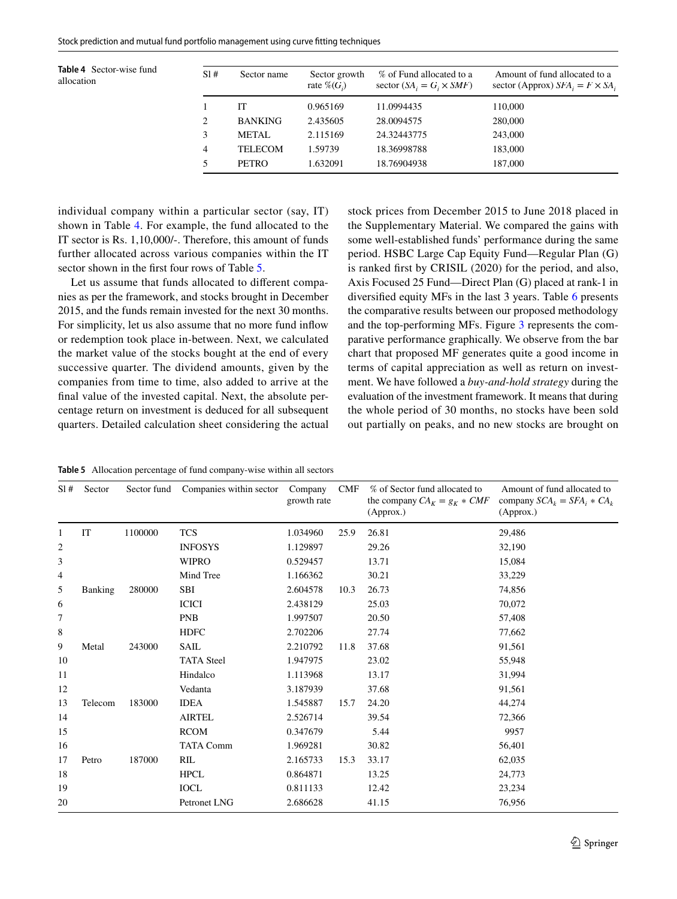**Table 4** Sector-wise fund allocation

| Sl # | Sector name | Sector growth rate %($G_i$) | % of Fund allocated to a sector ($SA_i = G_i \times SMF$) | Amount of fund allocated to a sector (Approx) $SFA_i = F \times SA_i$ |
|---|---|---|---|---|
| 1 | IT | 0.965169 | 11.0994435 | 110,000 |
| 2 | BANKING | 2.435605 | 28.0094575 | 280,000 |
| 3 | METAL | 2.115169 | 24.32443775 | 243,000 |
| 4 | TELECOM | 1.59739 | 18.36998788 | 183,000 |
| 5 | PETRO | 1.632091 | 18.76904938 | 187,000 |

individual company within a particular sector (say, IT) shown in Table 4. For example, the fund allocated to the IT sector is Rs. 1,10,000/-. Therefore, this amount of funds further allocated across various companies within the IT sector shown in the first four rows of Table 5.

Let us assume that funds allocated to different companies as per the framework, and stocks brought in December 2015, and the funds remain invested for the next 30 months. For simplicity, let us also assume that no more fund inflow or redemption took place in-between. Next, we calculated the market value of the stocks bought at the end of every successive quarter. The dividend amounts, given by the companies from time to time, also added to arrive at the final value of the invested capital. Next, the absolute percentage return on investment is deduced for all subsequent quarters. Detailed calculation sheet considering the actual stock prices from December 2015 to June 2018 placed in the Supplementary Material. We compared the gains with some well-established funds' performance during the same period. HSBC Large Cap Equity Fund—Regular Plan (G) is ranked first by CRISIL (2020) for the period, and also, Axis Focused 25 Fund—Direct Plan (G) placed at rank-1 in diversified equity MFs in the last 3 years. Table 6 presents the comparative results between our proposed methodology and the top-performing MFs. Figure 3 represents the comparative performance graphically. We observe from the bar chart that proposed MF generates quite a good income in terms of capital appreciation as well as return on investment. We have followed a *buy-and-hold strategy* during the evaluation of the investment framework. It means that during the whole period of 30 months, no stocks have been sold out partially on peaks, and no new stocks are brought on

**Table 5** Allocation percentage of fund company-wise within all sectors

| Sl # | Sector | Sector fund | Companies within sector | Company growth rate | CMF | % of Sector fund allocated to the company $CA_K = g_K * CMF$ (Approx.) | Amount of fund allocated to company $SCA_k = SFA_i * CA_k$ (Approx.) |
|---|---|---|---|---|---|---|---|
| 1 | IT | 1100000 | TCS | 1.034960 | 25.9 | 26.81 | 29,486 |
| 2 | | | INFOSYS | 1.129897 | | 29.26 | 32,190 |
| 3 | | | WIPRO | 0.529457 | | 13.71 | 15,084 |
| 4 | | | Mind Tree | 1.166362 | | 30.21 | 33,229 |
| 5 | Banking | 280000 | SBI | 2.604578 | 10.3 | 26.73 | 74,856 |
| 6 | | | ICICI | 2.438129 | | 25.03 | 70,072 |
| 7 | | | PNB | 1.997507 | | 20.50 | 57,408 |
| 8 | | | HDFC | 2.702206 | | 27.74 | 77,662 |
| 9 | Metal | 243000 | SAIL | 2.210792 | 11.8 | 37.68 | 91,561 |
| 10 | | | TATA Steel | 1.947975 | | 23.02 | 55,948 |
| 11 | | | Hindalco | 1.113968 | | 13.17 | 31,994 |
| 12 | | | Vedanta | 3.187939 | | 37.68 | 91,561 |
| 13 | Telecom | 183000 | IDEA | 1.545887 | 15.7 | 24.20 | 44,274 |
| 14 | | | AIRTEL | 2.526714 | | 39.54 | 72,366 |
| 15 | | | RCOM | 0.347679 | | 5.44 | 9957 |
| 16 | | | TATA Comm | 1.969281 | | 30.82 | 56,401 |
| 17 | Petro | 187000 | RIL | 2.165733 | 15.3 | 33.17 | 62,035 |
| 18 | | | HPCL | 0.864871 | | 13.25 | 24,773 |
| 19 | | | IOCL | 0.811133 | | 12.42 | 23,234 |
| 20 | | | Petronet LNG | 2.686628 | | 41.15 | 76,956 |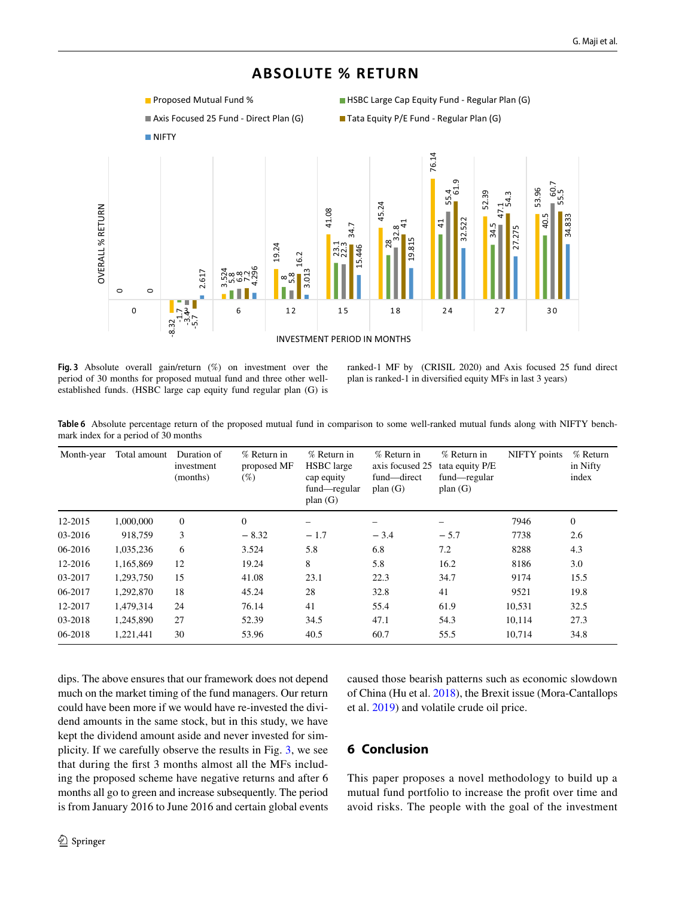**Fig. 3** Absolute overall gain/return (%) on investment over the period of 30 months for proposed mutual fund and three other well-established funds. (HSBC large cap equity fund regular plan (G) is ranked-1 MF by (CRISIL 2020) and Axis focused 25 fund direct plan is ranked-1 in diversified equity MFs in last 3 years)

**Table 6** Absolute percentage return of the proposed mutual fund in comparison to some well-ranked mutual funds along with NIFTY benchmark index for a period of 30 months

| Month-year | Total amount | Duration of investment (months) | % Return in proposed MF (%) | % Return in HSBC large cap equity fund—regular plan (G) | % Return in axis focused 25 fund—direct plan (G) | % Return in tata equity P/E fund—regular plan (G) | NIFTY points | % Return in Nifty index |
|---|---|---|---|---|---|---|---|---|
| 12-2015 | 1,000,000 | 0 | 0 | – | – | – | 7946 | 0 |
| 03-2016 | 918,759 | 3 | − 8.32 | − 1.7 | − 3.4 | − 5.7 | 7738 | 2.6 |
| 06-2016 | 1,035,236 | 6 | 3.524 | 5.8 | 6.8 | 7.2 | 8288 | 4.3 |
| 12-2016 | 1,165,869 | 12 | 19.24 | 8 | 5.8 | 16.2 | 8186 | 3.0 |
| 03-2017 | 1,293,750 | 15 | 41.08 | 23.1 | 22.3 | 34.7 | 9174 | 15.5 |
| 06-2017 | 1,292,870 | 18 | 45.24 | 28 | 32.8 | 41 | 9521 | 19.8 |
| 12-2017 | 1,479,314 | 24 | 76.14 | 41 | 55.4 | 61.9 | 10,531 | 32.5 |
| 03-2018 | 1,245,890 | 27 | 52.39 | 34.5 | 47.1 | 54.3 | 10,114 | 27.3 |
| 06-2018 | 1,221,441 | 30 | 53.96 | 40.5 | 60.7 | 55.5 | 10,714 | 34.8 |

dips. The above ensures that our framework does not depend much on the market timing of the fund managers. Our return could have been more if we would have re-invested the dividend amounts in the same stock, but in this study, we have kept the dividend amount aside and never invested for simplicity. If we carefully observe the results in Fig. 3, we see that during the first 3 months almost all the MFs including the proposed scheme have negative returns and after 6 months all go to green and increase subsequently. The period is from January 2016 to June 2016 and certain global events caused those bearish patterns such as economic slowdown of China (Hu et al. 2018), the Brexit issue (Mora-Cantallops et al. 2019) and volatile crude oil price.

## 6 Conclusion

This paper proposes a novel methodology to build up a mutual fund portfolio to increase the profit over time and avoid risks. The people with the goal of the investment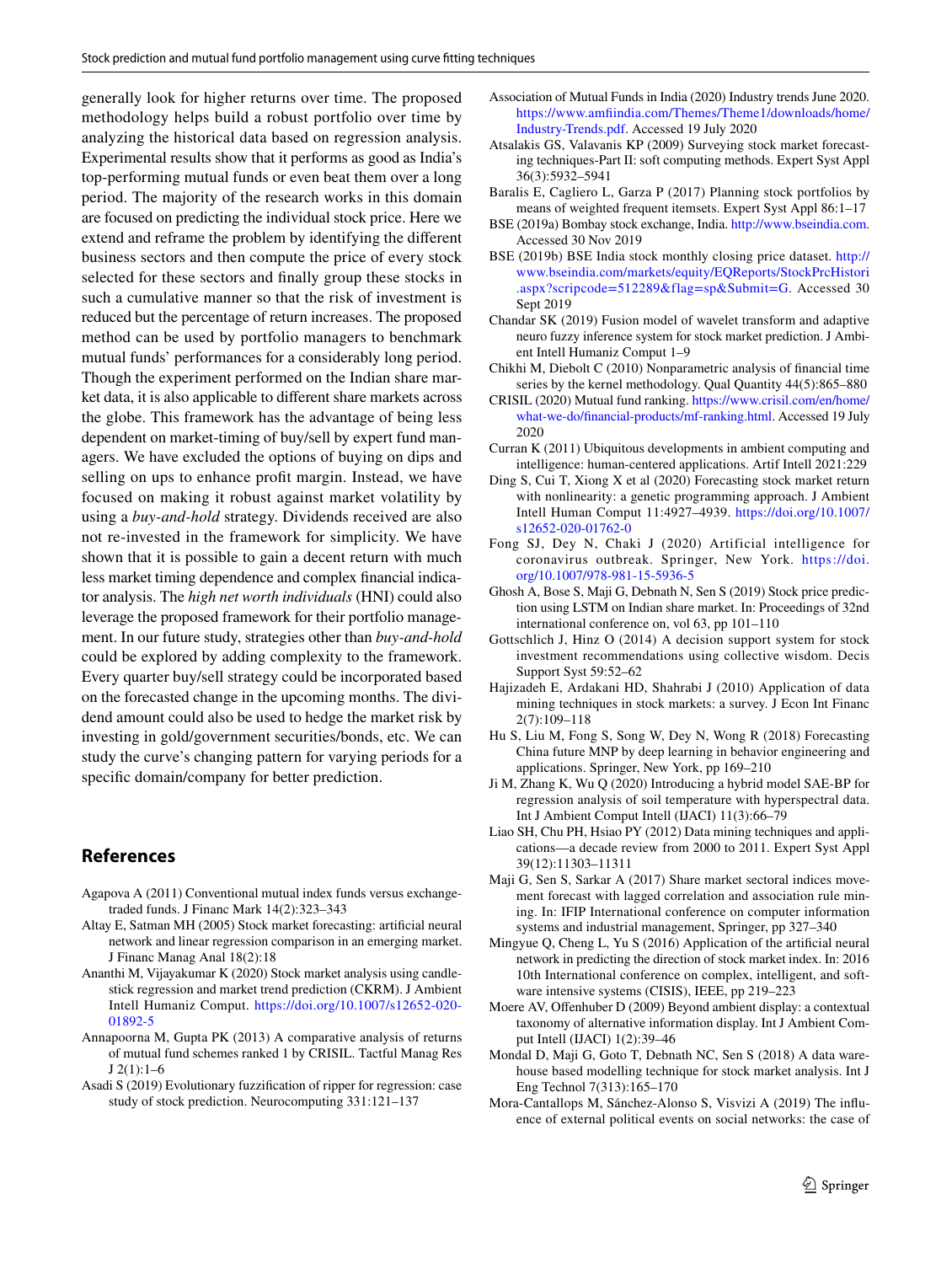generally look for higher returns over time. The proposed methodology helps build a robust portfolio over time by analyzing the historical data based on regression analysis. Experimental results show that it performs as good as India's top-performing mutual funds or even beat them over a long period. The majority of the research works in this domain are focused on predicting the individual stock price. Here we extend and reframe the problem by identifying the different business sectors and then compute the price of every stock selected for these sectors and finally group these stocks in such a cumulative manner so that the risk of investment is reduced but the percentage of return increases. The proposed method can be used by portfolio managers to benchmark mutual funds' performances for a considerably long period. Though the experiment performed on the Indian share market data, it is also applicable to different share markets across the globe. This framework has the advantage of being less dependent on market-timing of buy/sell by expert fund managers. We have excluded the options of buying on dips and selling on ups to enhance profit margin. Instead, we have focused on making it robust against market volatility by using a *buy-and-hold* strategy. Dividends received are also not re-invested in the framework for simplicity. We have shown that it is possible to gain a decent return with much less market timing dependence and complex financial indicator analysis. The *high net worth individuals* (HNI) could also leverage the proposed framework for their portfolio management. In our future study, strategies other than *buy-and-hold* could be explored by adding complexity to the framework. Every quarter buy/sell strategy could be incorporated based on the forecasted change in the upcoming months. The dividend amount could also be used to hedge the market risk by investing in gold/government securities/bonds, etc. We can study the curve's changing pattern for varying periods for a specific domain/company for better prediction.

## References

Agapova A (2011) Conventional mutual index funds versus exchange-traded funds. J Financ Mark 14(2):323–343

Altay E, Satman MH (2005) Stock market forecasting: artificial neural network and linear regression comparison in an emerging market. J Financ Manag Anal 18(2):18

Ananthi M, Vijayakumar K (2020) Stock market analysis using candlestick regression and market trend prediction (CKRM). J Ambient Intell Humaniz Comput. https://doi.org/10.1007/s12652-020-01892-5

Annapoorna M, Gupta PK (2013) A comparative analysis of returns of mutual fund schemes ranked 1 by CRISIL. Tactful Manag Res J 2(1):1–6

Asadi S (2019) Evolutionary fuzzification of ripper for regression: case study of stock prediction. Neurocomputing 331:121–137

Association of Mutual Funds in India (2020) Industry trends June 2020. https://www.amfiindia.com/Themes/Theme1/downloads/home/Industry-Trends.pdf. Accessed 19 July 2020

Atsalakis GS, Valavanis KP (2009) Surveying stock market forecasting techniques-Part II: soft computing methods. Expert Syst Appl 36(3):5932–5941

Baralis E, Cagliero L, Garza P (2017) Planning stock portfolios by means of weighted frequent itemsets. Expert Syst Appl 86:1–17

BSE (2019a) Bombay stock exchange, India. http://www.bseindia.com. Accessed 30 Nov 2019

BSE (2019b) BSE India stock monthly closing price dataset. http://www.bseindia.com/markets/equity/EQReports/StockPrcHistori.aspx?scripcode=512289&flag=sp&Submit=G. Accessed 30 Sept 2019

Chandar SK (2019) Fusion model of wavelet transform and adaptive neuro fuzzy inference system for stock market prediction. J Ambient Intell Humaniz Comput 1–9

Chikhi M, Diebolt C (2010) Nonparametric analysis of financial time series by the kernel methodology. Qual Quantity 44(5):865–880

CRISIL (2020) Mutual fund ranking. https://www.crisil.com/en/home/what-we-do/financial-products/mf-ranking.html. Accessed 19 July 2020

Curran K (2011) Ubiquitous developments in ambient computing and intelligence: human-centered applications. Artif Intell 2021:229

Ding S, Cui T, Xiong X et al (2020) Forecasting stock market return with nonlinearity: a genetic programming approach. J Ambient Intell Human Comput 11:4927–4939. https://doi.org/10.1007/s12652-020-01762-0

Fong SJ, Dey N, Chaki J (2020) Artificial intelligence for coronavirus outbreak. Springer, New York. https://doi.org/10.1007/978-981-15-5936-5

Ghosh A, Bose S, Maji G, Debnath N, Sen S (2019) Stock price prediction using LSTM on Indian share market. In: Proceedings of 32nd international conference on, vol 63, pp 101–110

Gottschlich J, Hinz O (2014) A decision support system for stock investment recommendations using collective wisdom. Decis Support Syst 59:52–62

Hajizadeh E, Ardakani HD, Shahrabi J (2010) Application of data mining techniques in stock markets: a survey. J Econ Int Financ 2(7):109–118

Hu S, Liu M, Fong S, Song W, Dey N, Wong R (2018) Forecasting China future MNP by deep learning in behavior engineering and applications. Springer, New York, pp 169–210

Ji M, Zhang K, Wu Q (2020) Introducing a hybrid model SAE-BP for regression analysis of soil temperature with hyperspectral data. Int J Ambient Comput Intell (IJACI) 11(3):66–79

Liao SH, Chu PH, Hsiao PY (2012) Data mining techniques and applications—a decade review from 2000 to 2011. Expert Syst Appl 39(12):11303–11311

Maji G, Sen S, Sarkar A (2017) Share market sectoral indices movement forecast with lagged correlation and association rule mining. In: IFIP International conference on computer information systems and industrial management, Springer, pp 327–340

Mingyue Q, Cheng L, Yu S (2016) Application of the artificial neural network in predicting the direction of stock market index. In: 2016 10th International conference on complex, intelligent, and software intensive systems (CISIS), IEEE, pp 219–223

Moere AV, Offenhuber D (2009) Beyond ambient display: a contextual taxonomy of alternative information display. Int J Ambient Comput Intell (IJACI) 1(2):39–46

Mondal D, Maji G, Goto T, Debnath NC, Sen S (2018) A data warehouse based modelling technique for stock market analysis. Int J Eng Technol 7(313):165–170

Mora-Cantallops M, Sánchez-Alonso S, Visvizi A (2019) The influence of external political events on social networks: the case of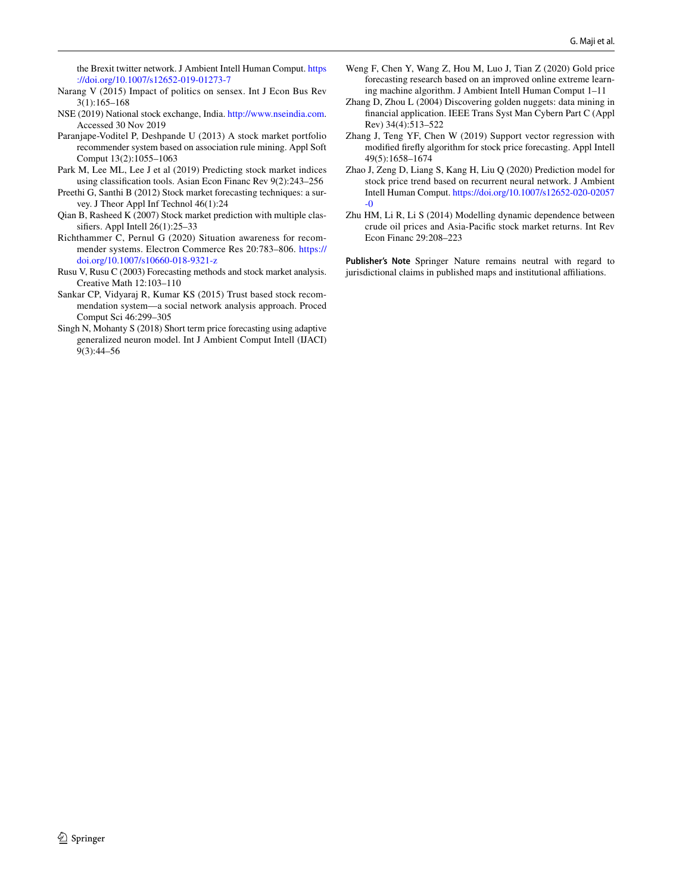the Brexit twitter network. J Ambient Intell Human Comput. https://doi.org/10.1007/s12652-019-01273-7

Narang V (2015) Impact of politics on sensex. Int J Econ Bus Rev 3(1):165–168

NSE (2019) National stock exchange, India. http://www.nseindia.com. Accessed 30 Nov 2019

Paranjape-Voditel P, Deshpande U (2013) A stock market portfolio recommender system based on association rule mining. Appl Soft Comput 13(2):1055–1063

Park M, Lee ML, Lee J et al (2019) Predicting stock market indices using classification tools. Asian Econ Financ Rev 9(2):243–256

Preethi G, Santhi B (2012) Stock market forecasting techniques: a survey. J Theor Appl Inf Technol 46(1):24

Qian B, Rasheed K (2007) Stock market prediction with multiple classifiers. Appl Intell 26(1):25–33

Richthammer C, Pernul G (2020) Situation awareness for recommender systems. Electron Commerce Res 20:783–806. https://doi.org/10.1007/s10660-018-9321-z

Rusu V, Rusu C (2003) Forecasting methods and stock market analysis. Creative Math 12:103–110

Sankar CP, Vidyaraj R, Kumar KS (2015) Trust based stock recommendation system—a social network analysis approach. Proced Comput Sci 46:299–305

Singh N, Mohanty S (2018) Short term price forecasting using adaptive generalized neuron model. Int J Ambient Comput Intell (IJACI) 9(3):44–56

Weng F, Chen Y, Wang Z, Hou M, Luo J, Tian Z (2020) Gold price forecasting research based on an improved online extreme learning machine algorithm. J Ambient Intell Human Comput 1–11

Zhang D, Zhou L (2004) Discovering golden nuggets: data mining in financial application. IEEE Trans Syst Man Cybern Part C (Appl Rev) 34(4):513–522

Zhang J, Teng YF, Chen W (2019) Support vector regression with modified firefly algorithm for stock price forecasting. Appl Intell 49(5):1658–1674

Zhao J, Zeng D, Liang S, Kang H, Liu Q (2020) Prediction model for stock price trend based on recurrent neural network. J Ambient Intell Human Comput. https://doi.org/10.1007/s12652-020-02057-0

Zhu HM, Li R, Li S (2014) Modelling dynamic dependence between crude oil prices and Asia-Pacific stock market returns. Int Rev Econ Financ 29:208–223

**Publisher's Note** Springer Nature remains neutral with regard to jurisdictional claims in published maps and institutional affiliations.